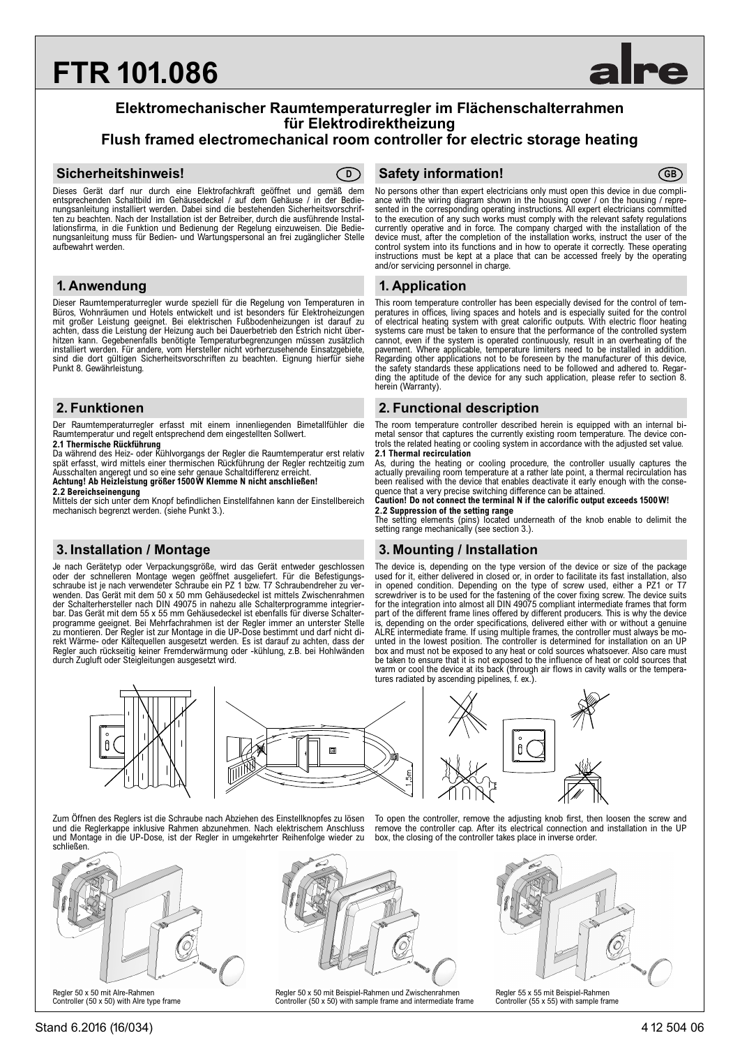# FTR 101.086

alre

## Elektromechanischer Raumtemperaturregler im Flächenschalterrahmen für Elektrodirektheizung
## Flush framed electromechanical room controller for electric storage heating

## Sicherheitshinweis! (D)

Dieses Gerät darf nur durch eine Elektrofachkraft geöffnet und gemäß dem entsprechenden Schaltbild im Gehäusedeckel / auf dem Gehäuse / in der Bedienungsanleitung installiert werden. Dabei sind die bestehenden Sicherheitsvorschriften zu beachten. Nach der Installation ist der Betreiber, durch die ausführende Installationsfirma, in die Funktion und Bedienung der Regelung einzuweisen. Die Bedienungsanleitung muss für Bedien- und Wartungspersonal an frei zugänglicher Stelle aufbewahrt werden.

## 1. Anwendung

Dieser Raumtemperaturregler wurde speziell für die Regelung von Temperaturen in Büros, Wohnräumen und Hotels entwickelt und ist besonders für Elektroheizungen mit großer Leistung geeignet. Bei elektrischen Fußbodenheizungen ist darauf zu achten, dass die Leistung der Heizung auch bei Dauerbetrieb den Estrich nicht überhitzen kann. Gegebenenfalls benötigte Temperaturbegrenzungen müssen zusätzlich installiert werden. Für andere, vom Hersteller nicht vorherzusehende Einsatzgebiete, sind die dort gültigen Sicherheitsvorschriften zu beachten. Eignung hierfür siehe Punkt 8. Gewährleistung.

## 2. Funktionen

Der Raumtemperaturregler erfasst mit einem innenliegenden Bimetallfühler die Raumtemperatur und regelt entsprechend dem eingestellten Sollwert.

**2.1 Thermische Rückführung**

Da während des Heiz- oder Kühlvorgangs der Regler die Raumtemperatur erst relativ spät erfasst, wird mittels einer thermischen Rückführung der Regler rechtzeitig zum Ausschalten angeregt und so eine sehr genaue Schaltdifferenz erreicht.

**Achtung! Ab Heizleistung größer 1500W Klemme N nicht anschließen!**

**2.2 Bereichseinengung**

Mittels der sich unter dem Knopf befindlichen Einstellfahnen kann der Einstellbereich mechanisch begrenzt werden. (siehe Punkt 3.).

## 3. Installation / Montage

Je nach Gerätetyp oder Verpackungsgröße, wird das Gerät entweder geschlossen oder der schnelleren Montage wegen geöffnet ausgeliefert. Für die Befestigungsschraube ist je nach verwendeter Schraube ein PZ 1 bzw. T7 Schraubendreher zu verwenden. Das Gerät mit dem 50 x 50 mm Gehäusedeckel ist mittels Zwischenrahmen der Schalterhersteller nach DIN 49075 in nahezu alle Schalterprogramme integrierbar. Das Gerät mit dem 55 x 55 mm Gehäusedeckel ist ebenfalls für diverse Schalterprogramme geeignet. Bei Mehrfachrahmen ist der Regler immer an unterster Stelle zu montieren. Der Regler ist zur Montage in die UP-Dose bestimmt und darf nicht direkt Wärme- oder Kältequellen ausgesetzt werden. Es ist darauf zu achten, dass der Regler auch rückseitig keiner Fremderwärmung oder -kühlung, z.B. bei Hohlwänden durch Zugluft oder Steigleitungen ausgesetzt wird.

## Safety information! (GB)

No persons other than expert electricians only must open this device in due compliance with the wiring diagram shown in the housing cover / on the housing / represented in the corresponding operating instructions. All expert electricians committed to the execution of any such works must comply with the relevant safety regulations currently operative and in force. The company charged with the installation of the device must, after the completion of the installation works, instruct the user of the control system into its functions and in how to operate it correctly. These operating instructions must be kept at a place that can be accessed freely by the operating and/or servicing personnel in charge.

## 1. Application

This room temperature controller has been especially devised for the control of temperatures in offices, living spaces and hotels and is especially suited for the control of electrical heating system with great calorific outputs. With electric floor heating systems care must be taken to ensure that the performance of the controlled system cannot, even if the system is operated continuously, result in an overheating of the pavement. Where applicable, temperature limiters need to be installed in addition. Regarding other applications not to be foreseen by the manufacturer of this device, the safety standards these applications need to be followed and adhered to. Regarding the aptitude of the device for any such application, please refer to section 8. herein (Warranty).

## 2. Functional description

The room temperature controller described herein is equipped with an internal bimetal sensor that captures the currently existing room temperature. The device controls the related heating or cooling system in accordance with the adjusted set value.

**2.1 Thermal recirculation**

As, during the heating or cooling procedure, the controller usually captures the actually prevailing room temperature at a rather late point, a thermal recirculation has been realised with the device that enables deactivate it early enough with the consequence that a very precise switching difference can be attained.

**Caution! Do not connect the terminal N if the calorific output exceeds 1500W!**

**2.2 Suppression of the setting range**

The setting elements (pins) located underneath of the knob enable to delimit the setting range mechanically (see section 3.).

## 3. Mounting / Installation

The device is, depending on the type version of the device or size of the package used for it, either delivered in closed or, in order to facilitate its fast installation, also in opened condition. Depending on the type of screw used, either a PZ1 or T7 screwdriver is to be used for the fastening of the cover fixing screw. The device suits for the integration into almost all DIN 49075 compliant intermediate frames that form part of the different frame lines offered by different producers. This is why the device is, depending on the order specifications, delivered either with or without a genuine ALRE intermediate frame. If using multiple frames, the controller must always be mounted in the lowest position. The controller is determined for installation on an UP box and must not be exposed to any heat or cold sources whatsoever. Also care must be taken to ensure that it is not exposed to the influence of heat or cold sources that warm or cool the device at its back (through air flows in cavity walls or the temperatures radiated by ascending pipelines, f. ex.).

1,5m

Zum Öffnen des Reglers ist die Schraube nach Abziehen des Einstellknopfes zu lösen und die Reglerkappe inklusive Rahmen abzunehmen. Nach elektrischem Anschluss und Montage in die UP-Dose, ist der Regler in umgekehrter Reihenfolge wieder zu schließen.

To open the controller, remove the adjusting knob first, then loosen the screw and remove the controller cap. After its electrical connection and installation in the UP box, the closing of the controller takes place in inverse order.

Regler 50 x 50 mit Alre-Rahmen
Controller (50 x 50) with Alre type frame

Regler 50 x 50 mit Beispiel-Rahmen und Zwischenrahmen
Controller (50 x 50) with sample frame and intermediate frame

Regler 55 x 55 mit Beispiel-Rahmen
Controller (55 x 55) with sample frame

Stand 6.2016 (16/034) 4 12 504 06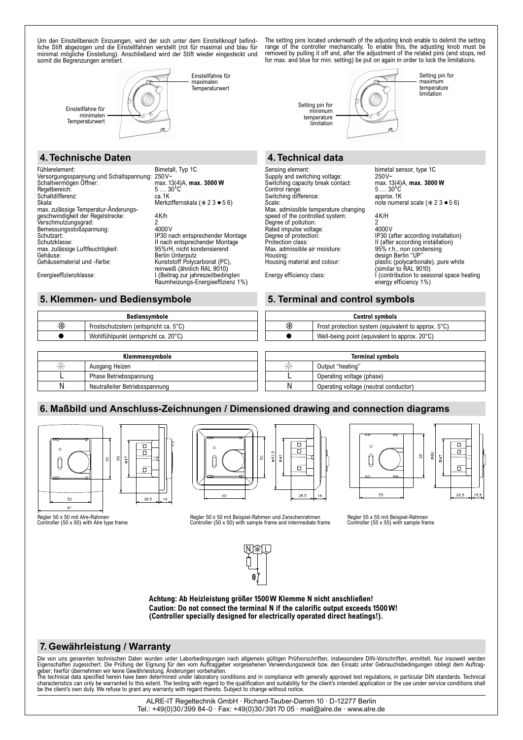Um den Einstellbereich Einzuengen, wird der sich unter dem Einstellknopf befindliche Stift abgezogen und die Einstellfahnen verstellt (rot für maximal und blau für minimal mögliche Einstellung). Anschließend wird der Stift wieder eingesteckt und somit die Begrenzungen arretiert.

Einstellfahne für maximalen Temperaturwert

Einstellfahne für minimalen Temperaturwert

The setting pins located underneath of the adjusting knob enable to delimit the setting range of the controller mechanically. To enable this, the adjusting knob must be removed by pulling it off and, after the adjustment of the related pins (end stops, red for max. and blue for min. setting) be put on again in order to lock the limitations.

Setting pin for maximum temperature limitation

Setting pin for minimum temperature limitation

## 4. Technische Daten

| | |
|---|---|
| Fühlerelement: | Bimetall, Typ 1C |
| Versorgungsspannung und Schaltspannung: | 250V~ |
| Schaltvermögen Öffner: | max. 13(4)A, **max. 3000 W** |
| Regelbereich: | 5 … 30°C |
| Schaltdifferenz: | ca. 1K |
| Skala: | Merkziffernskala (❄ 2 3 ● 5 6) |
| max. zulässige Temperatur-Änderungsgeschwindigkeit der Regelstrecke: | 4K/h |
| Verschmutzungsgrad: | 2 |
| Bemessungsstoßspannung: | 4000V |
| Schutzart: | IP30 nach entsprechender Montage |
| Schutzklasse: | II nach entsprechender Montage |
| max. zulässige Luftfeuchtigkeit: | 95%rH, nicht kondensierend |
| Gehäuse: | Berlin Unterputz |
| Gehäusematerial und -farbe: | Kunststoff Polycarbonat (PC), reinweiß (ähnlich RAL 9010) |
| Energieeffizienzklasse: | I (Beitrag zur jahreszeitbedingten Raumheizungs-Energieeffizienz 1%) |

## 4. Technical data

| | |
|---|---|
| Sensing element: | bimetal sensor, type 1C |
| Supply and switching voltage: | 250V~ |
| Switching capacity break contact: | max. 13(4)A, **max. 3000 W** |
| Control range: | 5 … 30°C |
| Switching difference: | approx. 1K |
| Scale: | note numeral scale (❄ 2 3 ● 5 6) |
| Max. admissible temperature changing speed of the controlled system: | 4K/H |
| Degree of pollution: | 2 |
| Rated impulse voltage: | 4000V |
| Degree of protection: | IP30 (after according installation) |
| Protection class: | II (after according installation) |
| Max. admissible air moisture: | 95% r.h., non condensing |
| Housing: | design Berlin "UP" |
| Housing material and colour: | plastic (polycarbonate), pure white (similar to RAL 9010) |
| Energy efficiency class: | I (contribution to seasonal space heating energy efficiency 1%) |

## 5. Klemmen- und Bediensymbole

| Bediensymbole | |
|---|---|
| ❄ | Frostschutzstern (entspricht ca. 5°C) |
| ● | Wohlfühlpunkt (entspricht ca. 20°C) |

| Klemmensymbole | |
|---|---|
| ☼ | Ausgang Heizen |
| L | Phase Betriebsspannung |
| N | Neutralleiter Betriebsspannung |

## 5. Terminal and control symbols

| Control symbols | |
|---|---|
| ❄ | Frost protection system (equivalent to approx. 5°C) |
| ● | Well-being point (equivalent to approx. 20°C) |

| Terminal symbols | |
|---|---|
| ☼ | Output "heating" |
| L | Operating voltage (phase) |
| N | Operating voltage (neutral conductor) |

## 6. Maßbild und Anschluss-Zeichnungen / Dimensioned drawing and connection diagrams

Regler 50 x 50 mit Alre-Rahmen
Controller (50 x 50) with Alre type frame

Regler 50 x 50 mit Beispiel-Rahmen und Zwischenrahmen
Controller (50 x 50) with sample frame and intermediate frame

Regler 55 x 55 mit Beispiel-Rahmen
Controller (55 x 55) with sample frame

**Achtung: Ab Heizleistung größer 1500 W Klemme N nicht anschließen!**
**Caution: Do not connect the terminal N if the calorific output exceeds 1500 W!**
**(Controller specially designed for electrically operated direct heatings!).**

## 7. Gewährleistung / Warranty

Die von uns genannten technischen Daten wurden unter Laborbedingungen nach allgemein gültigen Prüfvorschriften, insbesondere DIN-Vorschriften, ermittelt. Nur insoweit werden Eigenschaften zugesichert. Die Prüfung der Eignung für den vom Auftraggeber vorgesehenen Verwendungszweck bzw. den Einsatz unter Gebrauchsbedingungen obliegt dem Auftraggeber; hierfür übernehmen wir keine Gewährleistung. Änderungen vorbehalten.
The technical data specified herein have been determined under laboratory conditions and in compliance with generally approved test regulations, in particular DIN standards. Technical characteristics can only be warranted to this extent. The testing with regard to the qualification and suitability for the client's intended application or the use under service conditions shall be the client's own duty. We refuse to grant any warranty with regard thereto. Subject to change without notice.

ALRE-IT Regeltechnik GmbH · Richard-Tauber-Damm 10 · D-12277 Berlin
Tel.: +49(0)30/399 84-0 · Fax: +49(0)30/391 70 05 · mail@alre.de · www.alre.de